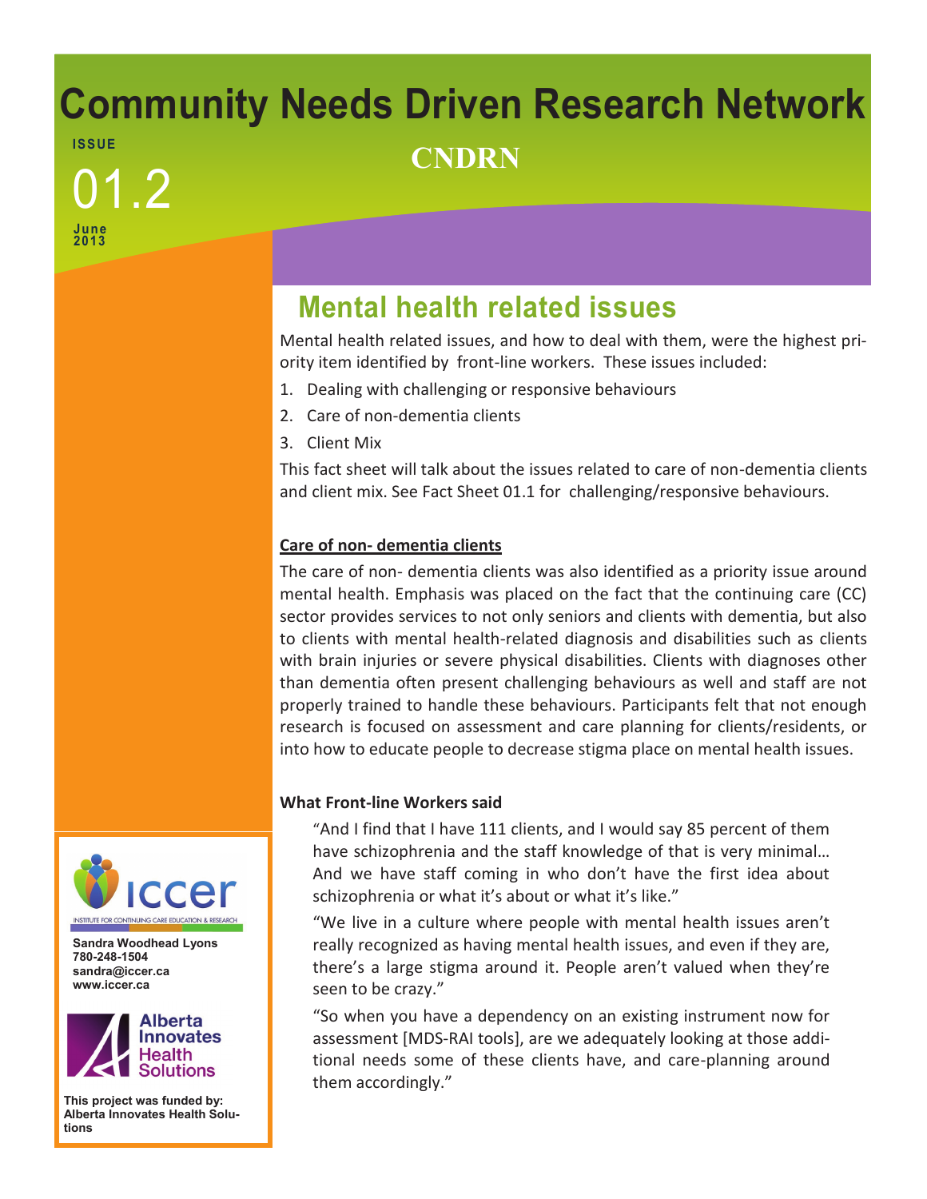# Community Needs Driven Research Network

**CNDRN**

ISSUE

01.2

June 2013

## Mental health related issues

Mental health related issues, and how to deal with them, were the highest priority item identified by front-line workers. These issues included:

1. Dealing with challenging or responsive behaviours
2. Care of non-dementia clients
3. Client Mix

This fact sheet will talk about the issues related to care of non-dementia clients and client mix. See Fact Sheet 01.1 for challenging/responsive behaviours.

### Care of non- dementia clients

The care of non- dementia clients was also identified as a priority issue around mental health. Emphasis was placed on the fact that the continuing care (CC) sector provides services to not only seniors and clients with dementia, but also to clients with mental health-related diagnosis and disabilities such as clients with brain injuries or severe physical disabilities. Clients with diagnoses other than dementia often present challenging behaviours as well and staff are not properly trained to handle these behaviours. Participants felt that not enough research is focused on assessment and care planning for clients/residents, or into how to educate people to decrease stigma place on mental health issues.

**What Front-line Workers said**

> "And I find that I have 111 clients, and I would say 85 percent of them have schizophrenia and the staff knowledge of that is very minimal… And we have staff coming in who don't have the first idea about schizophrenia or what it's about or what it's like."
>
> "We live in a culture where people with mental health issues aren't really recognized as having mental health issues, and even if they are, there's a large stigma around it. People aren't valued when they're seen to be crazy."
>
> "So when you have a dependency on an existing instrument now for assessment [MDS-RAI tools], are we adequately looking at those additional needs some of these clients have, and care-planning around them accordingly."

iccer
INSTITUTE FOR CONTINUING CARE EDUCATION & RESEARCH

**Sandra Woodhead Lyons**
**780-248-1504**
**sandra@iccer.ca**
**www.iccer.ca**

Alberta Innovates Health Solutions

**This project was funded by: Alberta Innovates Health Solutions**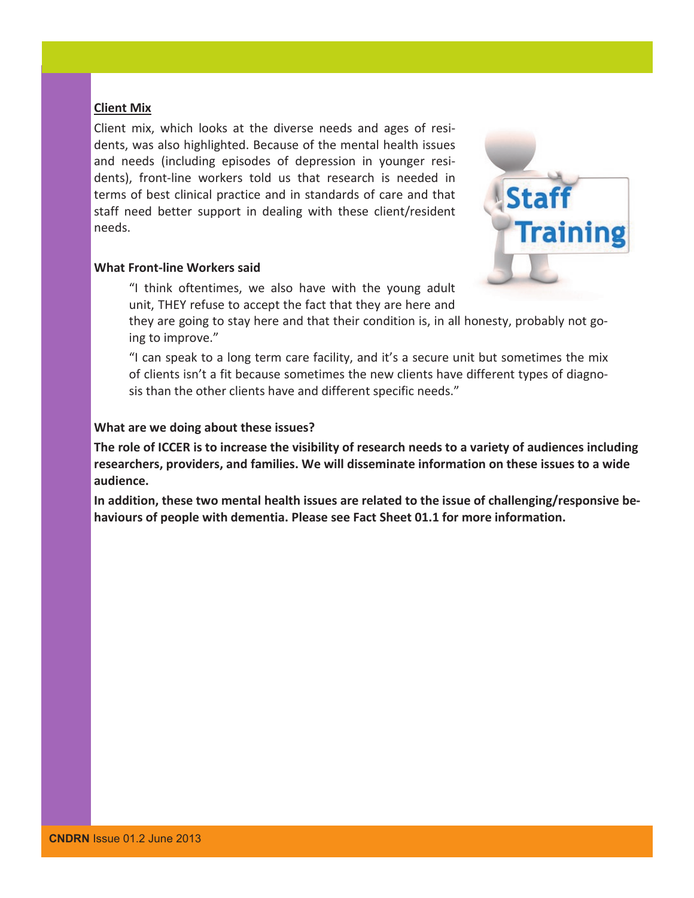**Client Mix**

Client mix, which looks at the diverse needs and ages of residents, was also highlighted. Because of the mental health issues and needs (including episodes of depression in younger residents), front-line workers told us that research is needed in terms of best clinical practice and in standards of care and that staff need better support in dealing with these client/resident needs.

**What Front-line Workers said**

> "I think oftentimes, we also have with the young adult unit, THEY refuse to accept the fact that they are here and they are going to stay here and that their condition is, in all honesty, probably not going to improve."
>
> "I can speak to a long term care facility, and it's a secure unit but sometimes the mix of clients isn't a fit because sometimes the new clients have different types of diagnosis than the other clients have and different specific needs."

**What are we doing about these issues?**

**The role of ICCER is to increase the visibility of research needs to a variety of audiences including researchers, providers, and families. We will disseminate information on these issues to a wide audience.**

**In addition, these two mental health issues are related to the issue of challenging/responsive behaviours of people with dementia. Please see Fact Sheet 01.1 for more information.**